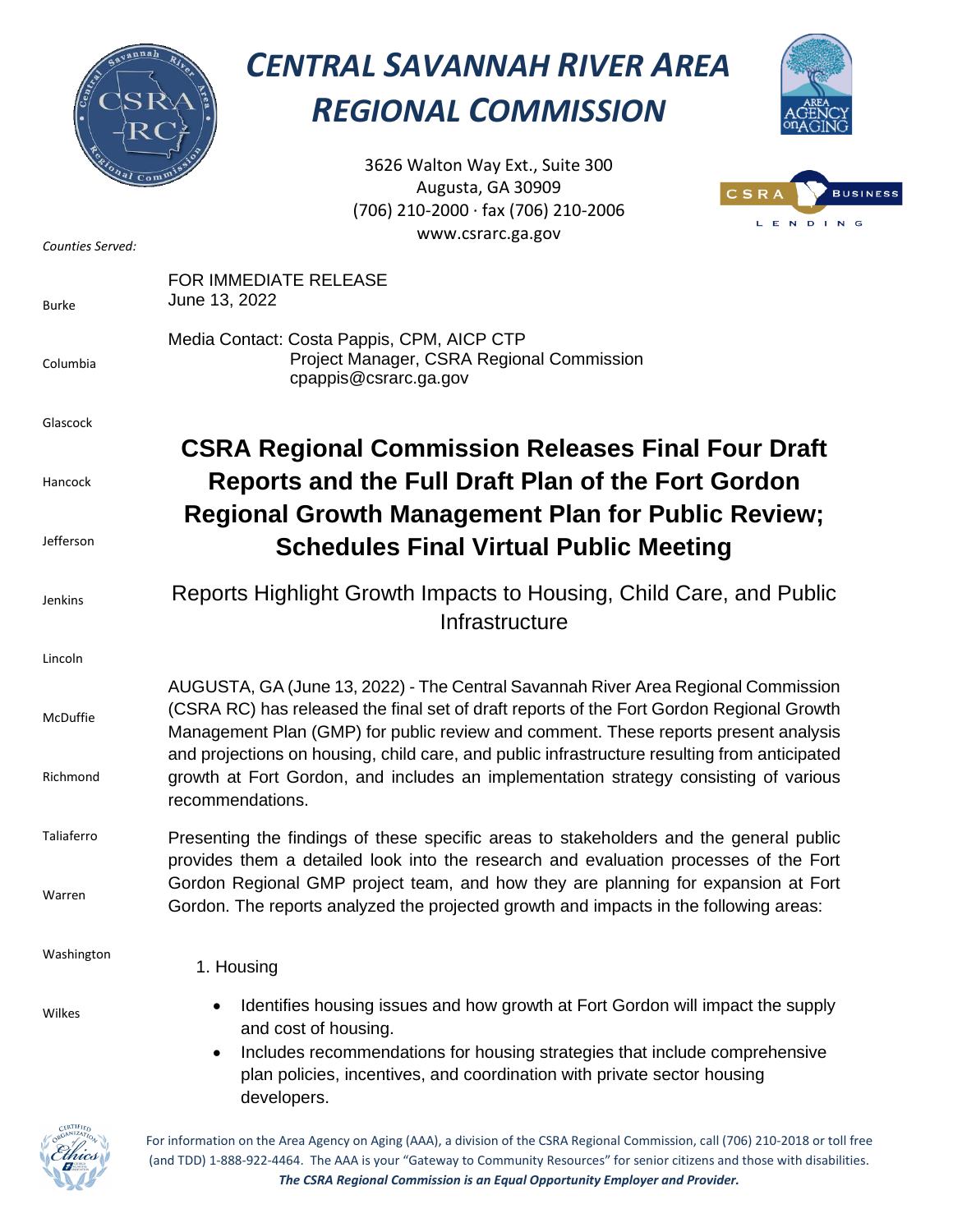# CENTRAL SAVANNAH RIVER AREA REGIONAL COMMISSION

3626 Walton Way Ext., Suite 300
Augusta, GA 30909
(706) 210-2000 · fax (706) 210-2006
www.csrarc.ga.gov

*Counties Served:*

Burke
Columbia
Glascock
Hancock
Jefferson
Jenkins
Lincoln
McDuffie
Richmond
Taliaferro
Warren
Washington
Wilkes

FOR IMMEDIATE RELEASE
June 13, 2022

Media Contact: Costa Pappis, CPM, AICP CTP
Project Manager, CSRA Regional Commission
cpappis@csrarc.ga.gov

## CSRA Regional Commission Releases Final Four Draft Reports and the Full Draft Plan of the Fort Gordon Regional Growth Management Plan for Public Review; Schedules Final Virtual Public Meeting

### Reports Highlight Growth Impacts to Housing, Child Care, and Public Infrastructure

AUGUSTA, GA (June 13, 2022) - The Central Savannah River Area Regional Commission (CSRA RC) has released the final set of draft reports of the Fort Gordon Regional Growth Management Plan (GMP) for public review and comment. These reports present analysis and projections on housing, child care, and public infrastructure resulting from anticipated growth at Fort Gordon, and includes an implementation strategy consisting of various recommendations.

Presenting the findings of these specific areas to stakeholders and the general public provides them a detailed look into the research and evaluation processes of the Fort Gordon Regional GMP project team, and how they are planning for expansion at Fort Gordon. The reports analyzed the projected growth and impacts in the following areas:

1. Housing
   - Identifies housing issues and how growth at Fort Gordon will impact the supply and cost of housing.
   - Includes recommendations for housing strategies that include comprehensive plan policies, incentives, and coordination with private sector housing developers.

For information on the Area Agency on Aging (AAA), a division of the CSRA Regional Commission, call (706) 210-2018 or toll free (and TDD) 1-888-922-4464. The AAA is your "Gateway to Community Resources" for senior citizens and those with disabilities.
***The CSRA Regional Commission is an Equal Opportunity Employer and Provider.***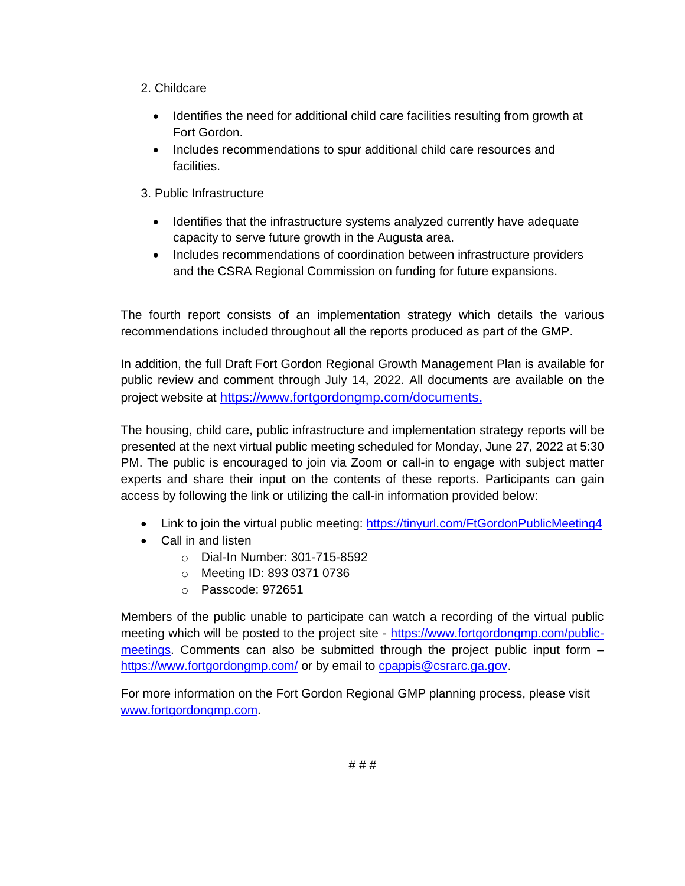2. Childcare

   - Identifies the need for additional child care facilities resulting from growth at Fort Gordon.
   - Includes recommendations to spur additional child care resources and facilities.

3. Public Infrastructure

   - Identifies that the infrastructure systems analyzed currently have adequate capacity to serve future growth in the Augusta area.
   - Includes recommendations of coordination between infrastructure providers and the CSRA Regional Commission on funding for future expansions.

The fourth report consists of an implementation strategy which details the various recommendations included throughout all the reports produced as part of the GMP.

In addition, the full Draft Fort Gordon Regional Growth Management Plan is available for public review and comment through July 14, 2022. All documents are available on the project website at https://www.fortgordongmp.com/documents.

The housing, child care, public infrastructure and implementation strategy reports will be presented at the next virtual public meeting scheduled for Monday, June 27, 2022 at 5:30 PM. The public is encouraged to join via Zoom or call-in to engage with subject matter experts and share their input on the contents of these reports. Participants can gain access by following the link or utilizing the call-in information provided below:

- Link to join the virtual public meeting: https://tinyurl.com/FtGordonPublicMeeting4
- Call in and listen
  - Dial-In Number: 301-715-8592
  - Meeting ID: 893 0371 0736
  - Passcode: 972651

Members of the public unable to participate can watch a recording of the virtual public meeting which will be posted to the project site - https://www.fortgordongmp.com/public-meetings. Comments can also be submitted through the project public input form – https://www.fortgordongmp.com/ or by email to cpappis@csrarc.ga.gov.

For more information on the Fort Gordon Regional GMP planning process, please visit www.fortgordongmp.com.

# # #